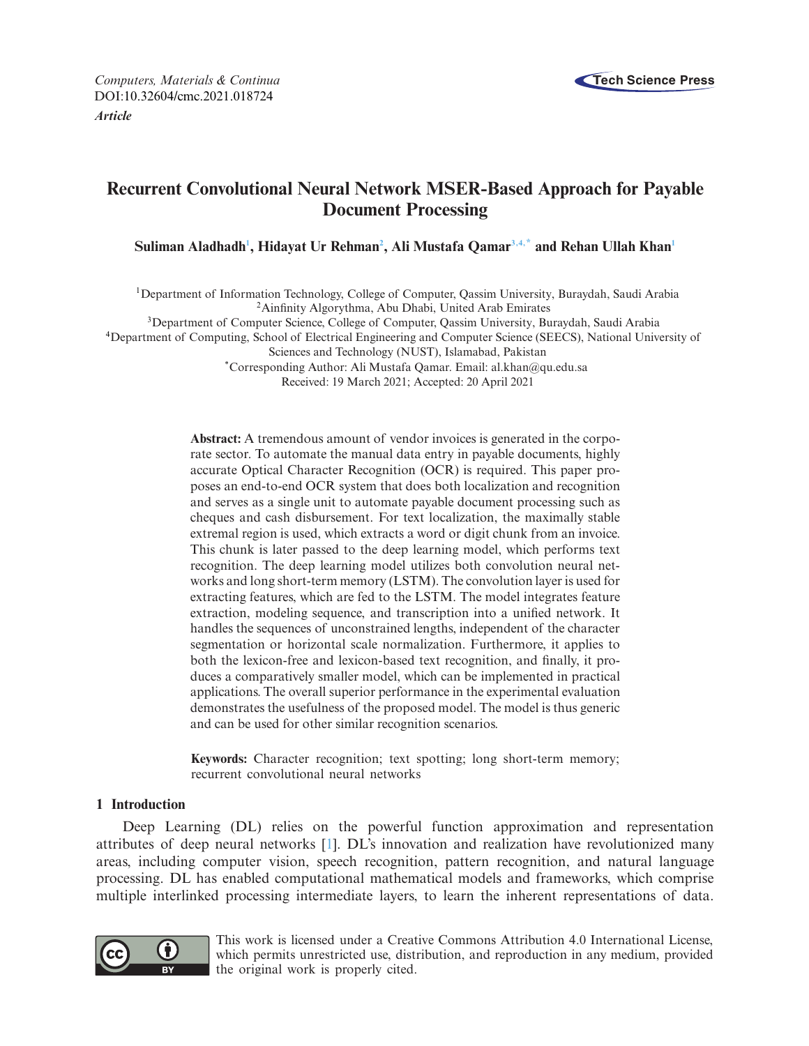*Computers, Materials & Continua*
DOI:10.32604/cmc.2021.018724
***Article***

# Recurrent Convolutional Neural Network MSER-Based Approach for Payable Document Processing

**Suliman Aladhadh[1], Hidayat Ur Rehman[2], Ali Mustafa Qamar[3,4,*] and Rehan Ullah Khan[1]**

[1]Department of Information Technology, College of Computer, Qassim University, Buraydah, Saudi Arabia
[2]Ainfinity Algorythma, Abu Dhabi, United Arab Emirates
[3]Department of Computer Science, College of Computer, Qassim University, Buraydah, Saudi Arabia
[4]Department of Computing, School of Electrical Engineering and Computer Science (SEECS), National University of Sciences and Technology (NUST), Islamabad, Pakistan
[*]Corresponding Author: Ali Mustafa Qamar. Email: al.khan@qu.edu.sa
Received: 19 March 2021; Accepted: 20 April 2021

**Abstract:** A tremendous amount of vendor invoices is generated in the corporate sector. To automate the manual data entry in payable documents, highly accurate Optical Character Recognition (OCR) is required. This paper proposes an end-to-end OCR system that does both localization and recognition and serves as a single unit to automate payable document processing such as cheques and cash disbursement. For text localization, the maximally stable extremal region is used, which extracts a word or digit chunk from an invoice. This chunk is later passed to the deep learning model, which performs text recognition. The deep learning model utilizes both convolution neural networks and long short-term memory (LSTM). The convolution layer is used for extracting features, which are fed to the LSTM. The model integrates feature extraction, modeling sequence, and transcription into a unified network. It handles the sequences of unconstrained lengths, independent of the character segmentation or horizontal scale normalization. Furthermore, it applies to both the lexicon-free and lexicon-based text recognition, and finally, it produces a comparatively smaller model, which can be implemented in practical applications. The overall superior performance in the experimental evaluation demonstrates the usefulness of the proposed model. The model is thus generic and can be used for other similar recognition scenarios.

**Keywords:** Character recognition; text spotting; long short-term memory; recurrent convolutional neural networks

## 1 Introduction

Deep Learning (DL) relies on the powerful function approximation and representation attributes of deep neural networks [1]. DL's innovation and realization have revolutionized many areas, including computer vision, speech recognition, pattern recognition, and natural language processing. DL has enabled computational mathematical models and frameworks, which comprise multiple interlinked processing intermediate layers, to learn the inherent representations of data.

This work is licensed under a Creative Commons Attribution 4.0 International License, which permits unrestricted use, distribution, and reproduction in any medium, provided the original work is properly cited.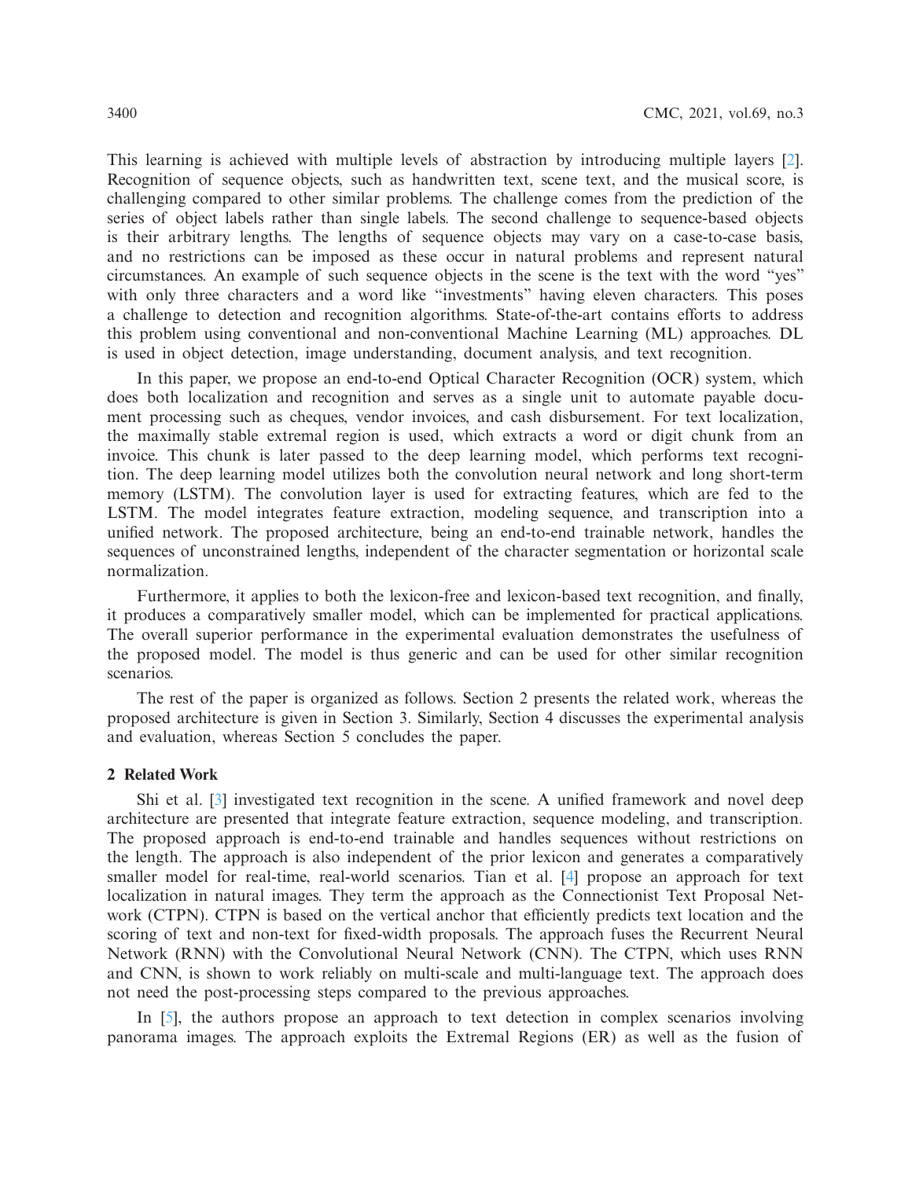This learning is achieved with multiple levels of abstraction by introducing multiple layers [2]. Recognition of sequence objects, such as handwritten text, scene text, and the musical score, is challenging compared to other similar problems. The challenge comes from the prediction of the series of object labels rather than single labels. The second challenge to sequence-based objects is their arbitrary lengths. The lengths of sequence objects may vary on a case-to-case basis, and no restrictions can be imposed as these occur in natural problems and represent natural circumstances. An example of such sequence objects in the scene is the text with the word "yes" with only three characters and a word like "investments" having eleven characters. This poses a challenge to detection and recognition algorithms. State-of-the-art contains efforts to address this problem using conventional and non-conventional Machine Learning (ML) approaches. DL is used in object detection, image understanding, document analysis, and text recognition.

In this paper, we propose an end-to-end Optical Character Recognition (OCR) system, which does both localization and recognition and serves as a single unit to automate payable document processing such as cheques, vendor invoices, and cash disbursement. For text localization, the maximally stable extremal region is used, which extracts a word or digit chunk from an invoice. This chunk is later passed to the deep learning model, which performs text recognition. The deep learning model utilizes both the convolution neural network and long short-term memory (LSTM). The convolution layer is used for extracting features, which are fed to the LSTM. The model integrates feature extraction, modeling sequence, and transcription into a unified network. The proposed architecture, being an end-to-end trainable network, handles the sequences of unconstrained lengths, independent of the character segmentation or horizontal scale normalization.

Furthermore, it applies to both the lexicon-free and lexicon-based text recognition, and finally, it produces a comparatively smaller model, which can be implemented for practical applications. The overall superior performance in the experimental evaluation demonstrates the usefulness of the proposed model. The model is thus generic and can be used for other similar recognition scenarios.

The rest of the paper is organized as follows. Section 2 presents the related work, whereas the proposed architecture is given in Section 3. Similarly, Section 4 discusses the experimental analysis and evaluation, whereas Section 5 concludes the paper.

## 2 Related Work

Shi et al. [3] investigated text recognition in the scene. A unified framework and novel deep architecture are presented that integrate feature extraction, sequence modeling, and transcription. The proposed approach is end-to-end trainable and handles sequences without restrictions on the length. The approach is also independent of the prior lexicon and generates a comparatively smaller model for real-time, real-world scenarios. Tian et al. [4] propose an approach for text localization in natural images. They term the approach as the Connectionist Text Proposal Network (CTPN). CTPN is based on the vertical anchor that efficiently predicts text location and the scoring of text and non-text for fixed-width proposals. The approach fuses the Recurrent Neural Network (RNN) with the Convolutional Neural Network (CNN). The CTPN, which uses RNN and CNN, is shown to work reliably on multi-scale and multi-language text. The approach does not need the post-processing steps compared to the previous approaches.

In [5], the authors propose an approach to text detection in complex scenarios involving panorama images. The approach exploits the Extremal Regions (ER) as well as the fusion of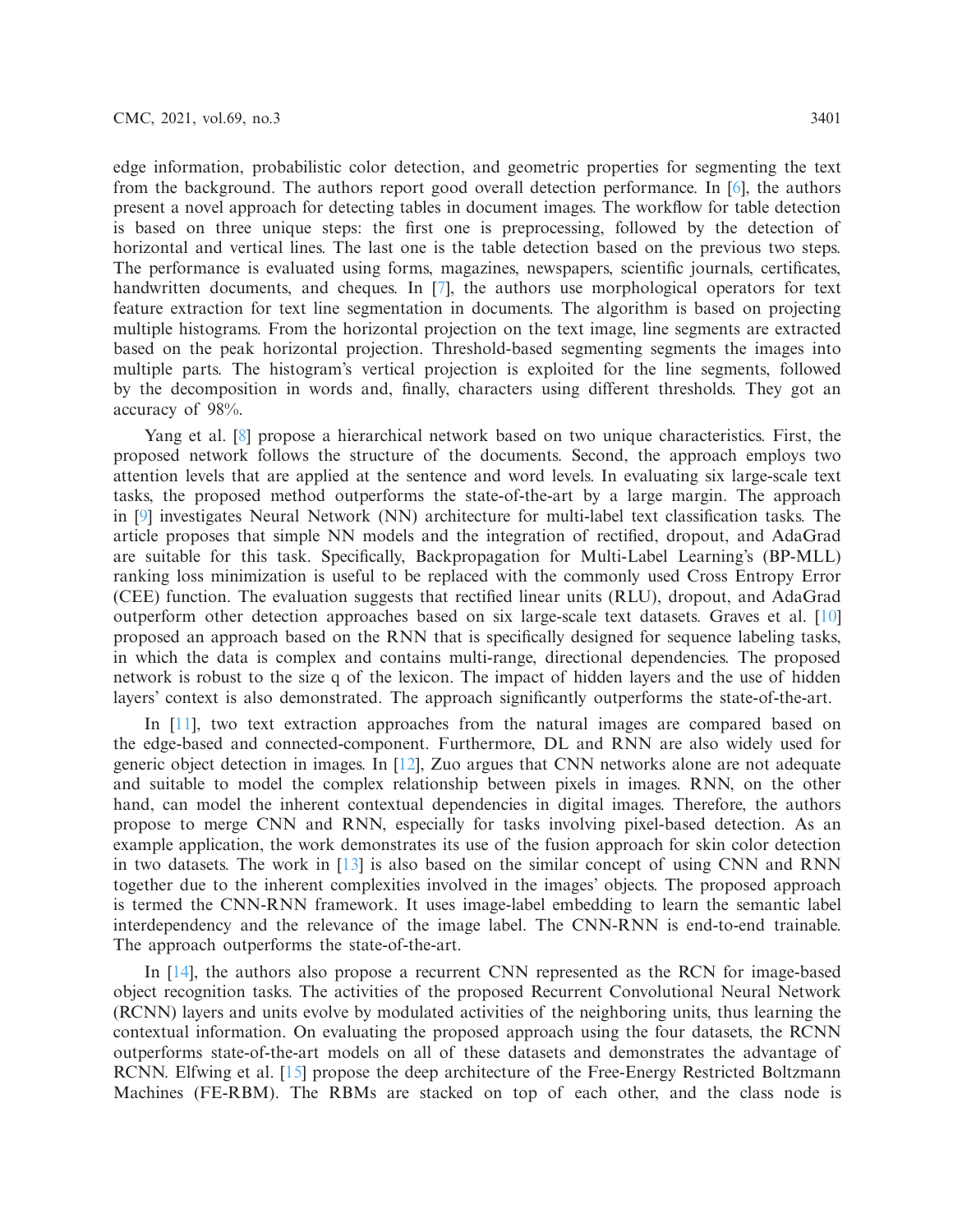edge information, probabilistic color detection, and geometric properties for segmenting the text from the background. The authors report good overall detection performance. In [6], the authors present a novel approach for detecting tables in document images. The workflow for table detection is based on three unique steps: the first one is preprocessing, followed by the detection of horizontal and vertical lines. The last one is the table detection based on the previous two steps. The performance is evaluated using forms, magazines, newspapers, scientific journals, certificates, handwritten documents, and cheques. In [7], the authors use morphological operators for text feature extraction for text line segmentation in documents. The algorithm is based on projecting multiple histograms. From the horizontal projection on the text image, line segments are extracted based on the peak horizontal projection. Threshold-based segmenting segments the images into multiple parts. The histogram's vertical projection is exploited for the line segments, followed by the decomposition in words and, finally, characters using different thresholds. They got an accuracy of 98%.

Yang et al. [8] propose a hierarchical network based on two unique characteristics. First, the proposed network follows the structure of the documents. Second, the approach employs two attention levels that are applied at the sentence and word levels. In evaluating six large-scale text tasks, the proposed method outperforms the state-of-the-art by a large margin. The approach in [9] investigates Neural Network (NN) architecture for multi-label text classification tasks. The article proposes that simple NN models and the integration of rectified, dropout, and AdaGrad are suitable for this task. Specifically, Backpropagation for Multi-Label Learning's (BP-MLL) ranking loss minimization is useful to be replaced with the commonly used Cross Entropy Error (CEE) function. The evaluation suggests that rectified linear units (RLU), dropout, and AdaGrad outperform other detection approaches based on six large-scale text datasets. Graves et al. [10] proposed an approach based on the RNN that is specifically designed for sequence labeling tasks, in which the data is complex and contains multi-range, directional dependencies. The proposed network is robust to the size q of the lexicon. The impact of hidden layers and the use of hidden layers' context is also demonstrated. The approach significantly outperforms the state-of-the-art.

In [11], two text extraction approaches from the natural images are compared based on the edge-based and connected-component. Furthermore, DL and RNN are also widely used for generic object detection in images. In [12], Zuo argues that CNN networks alone are not adequate and suitable to model the complex relationship between pixels in images. RNN, on the other hand, can model the inherent contextual dependencies in digital images. Therefore, the authors propose to merge CNN and RNN, especially for tasks involving pixel-based detection. As an example application, the work demonstrates its use of the fusion approach for skin color detection in two datasets. The work in [13] is also based on the similar concept of using CNN and RNN together due to the inherent complexities involved in the images' objects. The proposed approach is termed the CNN-RNN framework. It uses image-label embedding to learn the semantic label interdependency and the relevance of the image label. The CNN-RNN is end-to-end trainable. The approach outperforms the state-of-the-art.

In [14], the authors also propose a recurrent CNN represented as the RCN for image-based object recognition tasks. The activities of the proposed Recurrent Convolutional Neural Network (RCNN) layers and units evolve by modulated activities of the neighboring units, thus learning the contextual information. On evaluating the proposed approach using the four datasets, the RCNN outperforms state-of-the-art models on all of these datasets and demonstrates the advantage of RCNN. Elfwing et al. [15] propose the deep architecture of the Free-Energy Restricted Boltzmann Machines (FE-RBM). The RBMs are stacked on top of each other, and the class node is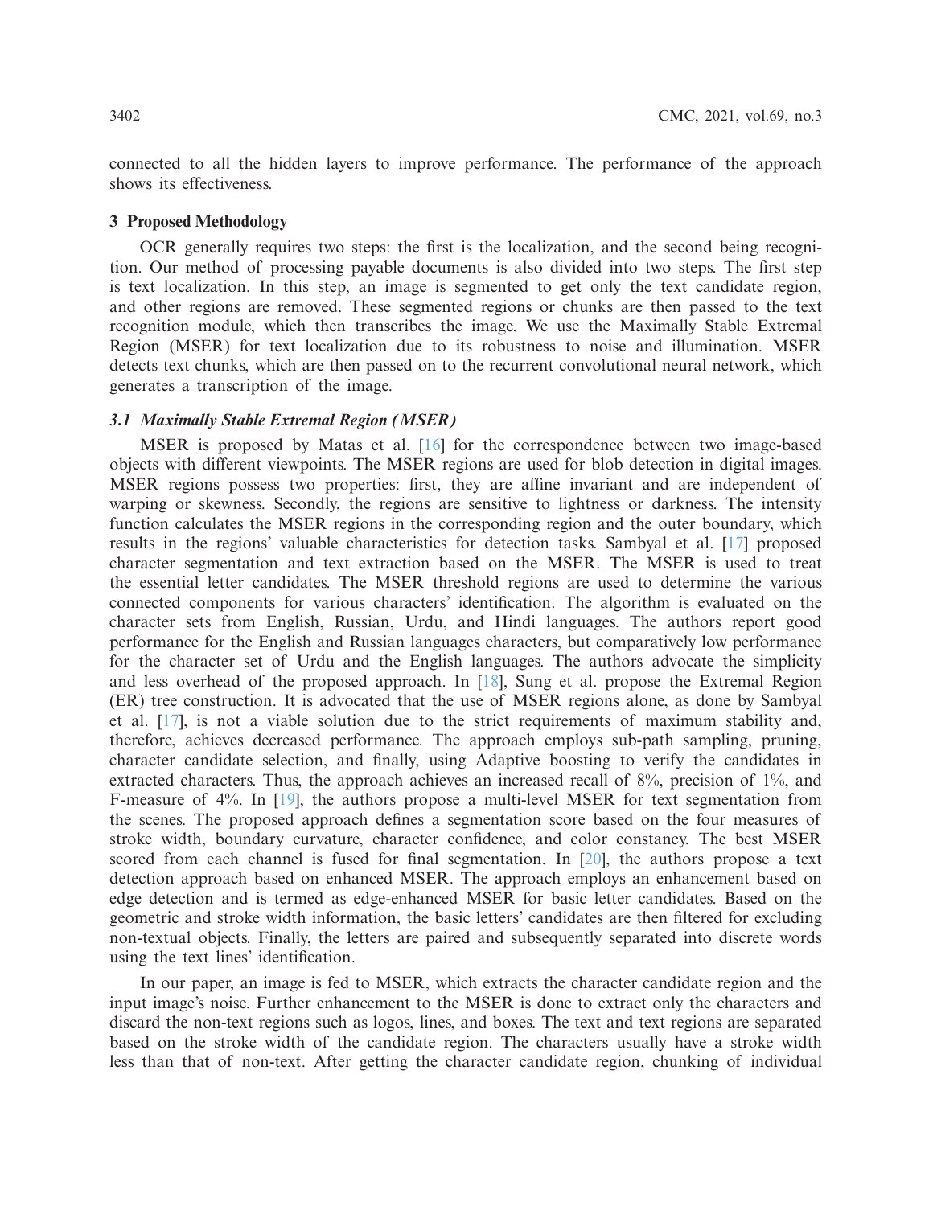connected to all the hidden layers to improve performance. The performance of the approach shows its effectiveness.

## 3 Proposed Methodology

OCR generally requires two steps: the first is the localization, and the second being recognition. Our method of processing payable documents is also divided into two steps. The first step is text localization. In this step, an image is segmented to get only the text candidate region, and other regions are removed. These segmented regions or chunks are then passed to the text recognition module, which then transcribes the image. We use the Maximally Stable Extremal Region (MSER) for text localization due to its robustness to noise and illumination. MSER detects text chunks, which are then passed on to the recurrent convolutional neural network, which generates a transcription of the image.

### 3.1 Maximally Stable Extremal Region (MSER)

MSER is proposed by Matas et al. [16] for the correspondence between two image-based objects with different viewpoints. The MSER regions are used for blob detection in digital images. MSER regions possess two properties: first, they are affine invariant and are independent of warping or skewness. Secondly, the regions are sensitive to lightness or darkness. The intensity function calculates the MSER regions in the corresponding region and the outer boundary, which results in the regions' valuable characteristics for detection tasks. Sambyal et al. [17] proposed character segmentation and text extraction based on the MSER. The MSER is used to treat the essential letter candidates. The MSER threshold regions are used to determine the various connected components for various characters' identification. The algorithm is evaluated on the character sets from English, Russian, Urdu, and Hindi languages. The authors report good performance for the English and Russian languages characters, but comparatively low performance for the character set of Urdu and the English languages. The authors advocate the simplicity and less overhead of the proposed approach. In [18], Sung et al. propose the Extremal Region (ER) tree construction. It is advocated that the use of MSER regions alone, as done by Sambyal et al. [17], is not a viable solution due to the strict requirements of maximum stability and, therefore, achieves decreased performance. The approach employs sub-path sampling, pruning, character candidate selection, and finally, using Adaptive boosting to verify the candidates in extracted characters. Thus, the approach achieves an increased recall of 8%, precision of 1%, and F-measure of 4%. In [19], the authors propose a multi-level MSER for text segmentation from the scenes. The proposed approach defines a segmentation score based on the four measures of stroke width, boundary curvature, character confidence, and color constancy. The best MSER scored from each channel is fused for final segmentation. In [20], the authors propose a text detection approach based on enhanced MSER. The approach employs an enhancement based on edge detection and is termed as edge-enhanced MSER for basic letter candidates. Based on the geometric and stroke width information, the basic letters' candidates are then filtered for excluding non-textual objects. Finally, the letters are paired and subsequently separated into discrete words using the text lines' identification.

In our paper, an image is fed to MSER, which extracts the character candidate region and the input image's noise. Further enhancement to the MSER is done to extract only the characters and discard the non-text regions such as logos, lines, and boxes. The text and text regions are separated based on the stroke width of the candidate region. The characters usually have a stroke width less than that of non-text. After getting the character candidate region, chunking of individual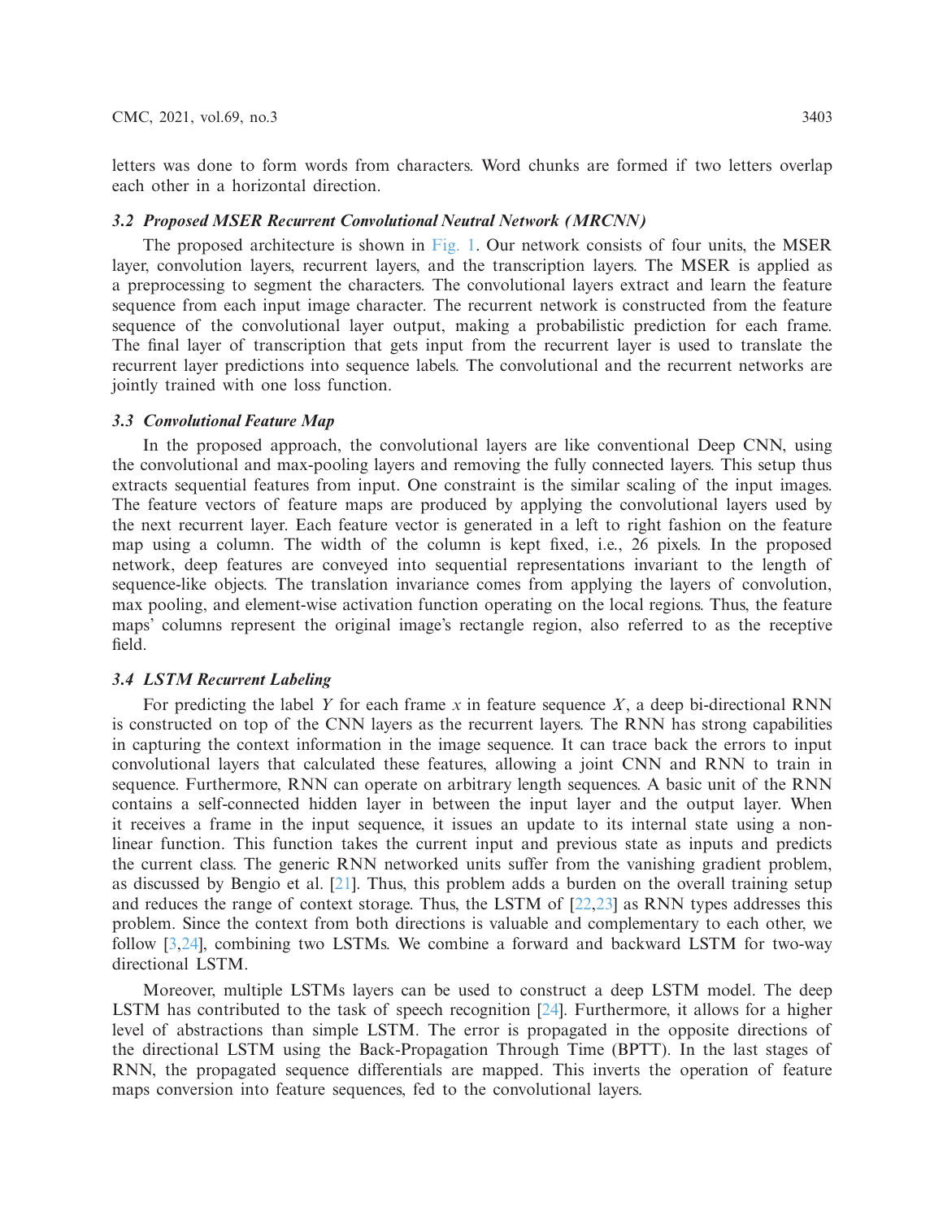letters was done to form words from characters. Word chunks are formed if two letters overlap each other in a horizontal direction.

### *3.2 Proposed MSER Recurrent Convolutional Neutral Network (MRCNN)*

The proposed architecture is shown in Fig. 1. Our network consists of four units, the MSER layer, convolution layers, recurrent layers, and the transcription layers. The MSER is applied as a preprocessing to segment the characters. The convolutional layers extract and learn the feature sequence from each input image character. The recurrent network is constructed from the feature sequence of the convolutional layer output, making a probabilistic prediction for each frame. The final layer of transcription that gets input from the recurrent layer is used to translate the recurrent layer predictions into sequence labels. The convolutional and the recurrent networks are jointly trained with one loss function.

### *3.3 Convolutional Feature Map*

In the proposed approach, the convolutional layers are like conventional Deep CNN, using the convolutional and max-pooling layers and removing the fully connected layers. This setup thus extracts sequential features from input. One constraint is the similar scaling of the input images. The feature vectors of feature maps are produced by applying the convolutional layers used by the next recurrent layer. Each feature vector is generated in a left to right fashion on the feature map using a column. The width of the column is kept fixed, i.e., 26 pixels. In the proposed network, deep features are conveyed into sequential representations invariant to the length of sequence-like objects. The translation invariance comes from applying the layers of convolution, max pooling, and element-wise activation function operating on the local regions. Thus, the feature maps' columns represent the original image's rectangle region, also referred to as the receptive field.

### *3.4 LSTM Recurrent Labeling*

For predicting the label $Y$ for each frame $x$ in feature sequence $X$, a deep bi-directional RNN is constructed on top of the CNN layers as the recurrent layers. The RNN has strong capabilities in capturing the context information in the image sequence. It can trace back the errors to input convolutional layers that calculated these features, allowing a joint CNN and RNN to train in sequence. Furthermore, RNN can operate on arbitrary length sequences. A basic unit of the RNN contains a self-connected hidden layer in between the input layer and the output layer. When it receives a frame in the input sequence, it issues an update to its internal state using a non-linear function. This function takes the current input and previous state as inputs and predicts the current class. The generic RNN networked units suffer from the vanishing gradient problem, as discussed by Bengio et al. [21]. Thus, this problem adds a burden on the overall training setup and reduces the range of context storage. Thus, the LSTM of [22,23] as RNN types addresses this problem. Since the context from both directions is valuable and complementary to each other, we follow [3,24], combining two LSTMs. We combine a forward and backward LSTM for two-way directional LSTM.

Moreover, multiple LSTMs layers can be used to construct a deep LSTM model. The deep LSTM has contributed to the task of speech recognition [24]. Furthermore, it allows for a higher level of abstractions than simple LSTM. The error is propagated in the opposite directions of the directional LSTM using the Back-Propagation Through Time (BPTT). In the last stages of RNN, the propagated sequence differentials are mapped. This inverts the operation of feature maps conversion into feature sequences, fed to the convolutional layers.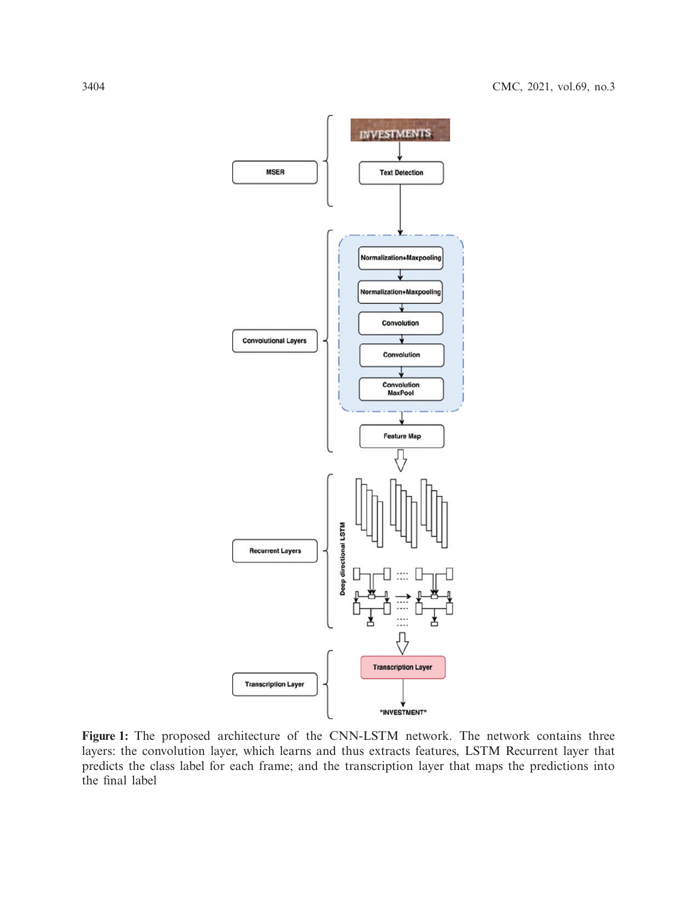**Figure 1:** The proposed architecture of the CNN-LSTM network. The network contains three layers: the convolution layer, which learns and thus extracts features, LSTM Recurrent layer that predicts the class label for each frame; and the transcription layer that maps the predictions into the final label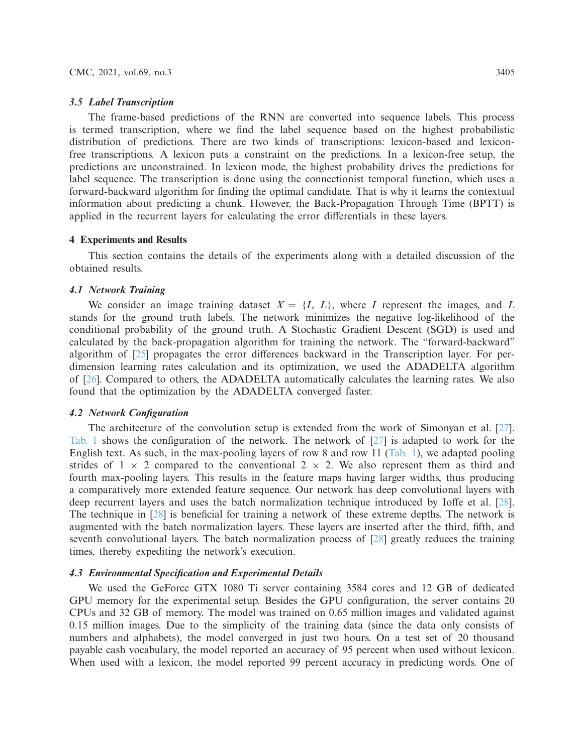### *3.5 Label Transcription*

The frame-based predictions of the RNN are converted into sequence labels. This process is termed transcription, where we find the label sequence based on the highest probabilistic distribution of predictions. There are two kinds of transcriptions: lexicon-based and lexicon-free transcriptions. A lexicon puts a constraint on the predictions. In a lexicon-free setup, the predictions are unconstrained. In lexicon mode, the highest probability drives the predictions for label sequence. The transcription is done using the connectionist temporal function, which uses a forward-backward algorithm for finding the optimal candidate. That is why it learns the contextual information about predicting a chunk. However, the Back-Propagation Through Time (BPTT) is applied in the recurrent layers for calculating the error differentials in these layers.

## 4 Experiments and Results

This section contains the details of the experiments along with a detailed discussion of the obtained results.

### *4.1 Network Training*

We consider an image training dataset $X = \{I, L\}$, where $I$ represent the images, and $L$ stands for the ground truth labels. The network minimizes the negative log-likelihood of the conditional probability of the ground truth. A Stochastic Gradient Descent (SGD) is used and calculated by the back-propagation algorithm for training the network. The "forward-backward" algorithm of [25] propagates the error differences backward in the Transcription layer. For per-dimension learning rates calculation and its optimization, we used the ADADELTA algorithm of [26]. Compared to others, the ADADELTA automatically calculates the learning rates. We also found that the optimization by the ADADELTA converged faster.

### *4.2 Network Configuration*

The architecture of the convolution setup is extended from the work of Simonyan et al. [27]. Tab. 1 shows the configuration of the network. The network of [27] is adapted to work for the English text. As such, in the max-pooling layers of row 8 and row 11 (Tab. 1), we adapted pooling strides of $1 \times 2$ compared to the conventional $2 \times 2$. We also represent them as third and fourth max-pooling layers. This results in the feature maps having larger widths, thus producing a comparatively more extended feature sequence. Our network has deep convolutional layers with deep recurrent layers and uses the batch normalization technique introduced by Ioffe et al. [28]. The technique in [28] is beneficial for training a network of these extreme depths. The network is augmented with the batch normalization layers. These layers are inserted after the third, fifth, and seventh convolutional layers. The batch normalization process of [28] greatly reduces the training times, thereby expediting the network's execution.

### *4.3 Environmental Specification and Experimental Details*

We used the GeForce GTX 1080 Ti server containing 3584 cores and 12 GB of dedicated GPU memory for the experimental setup. Besides the GPU configuration, the server contains 20 CPUs and 32 GB of memory. The model was trained on 0.65 million images and validated against 0.15 million images. Due to the simplicity of the training data (since the data only consists of numbers and alphabets), the model converged in just two hours. On a test set of 20 thousand payable cash vocabulary, the model reported an accuracy of 95 percent when used without lexicon. When used with a lexicon, the model reported 99 percent accuracy in predicting words. One of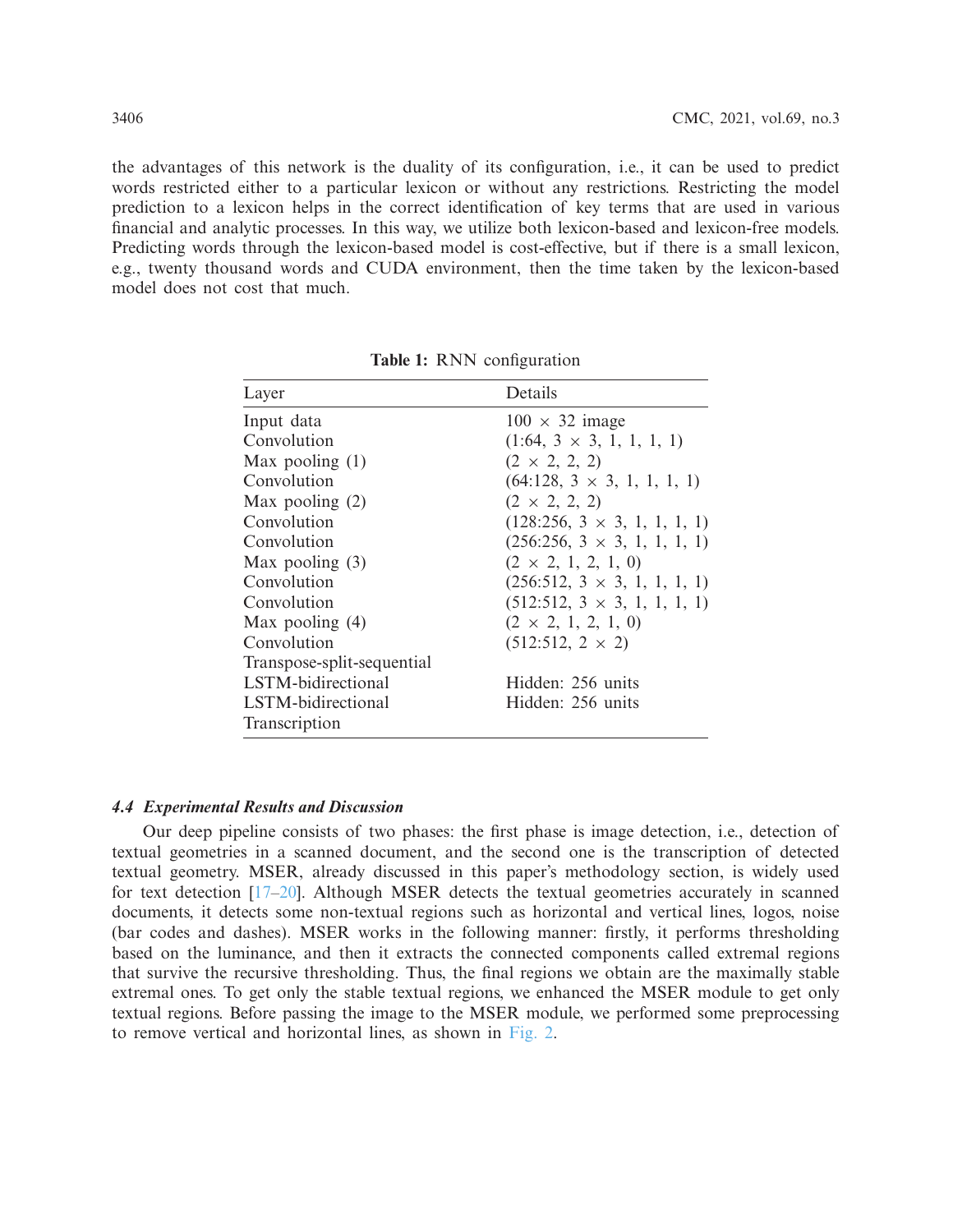the advantages of this network is the duality of its configuration, i.e., it can be used to predict words restricted either to a particular lexicon or without any restrictions. Restricting the model prediction to a lexicon helps in the correct identification of key terms that are used in various financial and analytic processes. In this way, we utilize both lexicon-based and lexicon-free models. Predicting words through the lexicon-based model is cost-effective, but if there is a small lexicon, e.g., twenty thousand words and CUDA environment, then the time taken by the lexicon-based model does not cost that much.

**Table 1:** RNN configuration

| Layer | Details |
|---|---|
| Input data | 100 × 32 image |
| Convolution | (1:64, 3 × 3, 1, 1, 1, 1) |
| Max pooling (1) | (2 × 2, 2, 2) |
| Convolution | (64:128, 3 × 3, 1, 1, 1, 1) |
| Max pooling (2) | (2 × 2, 2, 2) |
| Convolution | (128:256, 3 × 3, 1, 1, 1, 1) |
| Convolution | (256:256, 3 × 3, 1, 1, 1, 1) |
| Max pooling (3) | (2 × 2, 1, 2, 1, 0) |
| Convolution | (256:512, 3 × 3, 1, 1, 1, 1) |
| Convolution | (512:512, 3 × 3, 1, 1, 1, 1) |
| Max pooling (4) | (2 × 2, 1, 2, 1, 0) |
| Convolution | (512:512, 2 × 2) |
| Transpose-split-sequential | |
| LSTM-bidirectional | Hidden: 256 units |
| LSTM-bidirectional | Hidden: 256 units |
| Transcription | |

### 4.4 Experimental Results and Discussion

Our deep pipeline consists of two phases: the first phase is image detection, i.e., detection of textual geometries in a scanned document, and the second one is the transcription of detected textual geometry. MSER, already discussed in this paper's methodology section, is widely used for text detection [17–20]. Although MSER detects the textual geometries accurately in scanned documents, it detects some non-textual regions such as horizontal and vertical lines, logos, noise (bar codes and dashes). MSER works in the following manner: firstly, it performs thresholding based on the luminance, and then it extracts the connected components called extremal regions that survive the recursive thresholding. Thus, the final regions we obtain are the maximally stable extremal ones. To get only the stable textual regions, we enhanced the MSER module to get only textual regions. Before passing the image to the MSER module, we performed some preprocessing to remove vertical and horizontal lines, as shown in Fig. 2.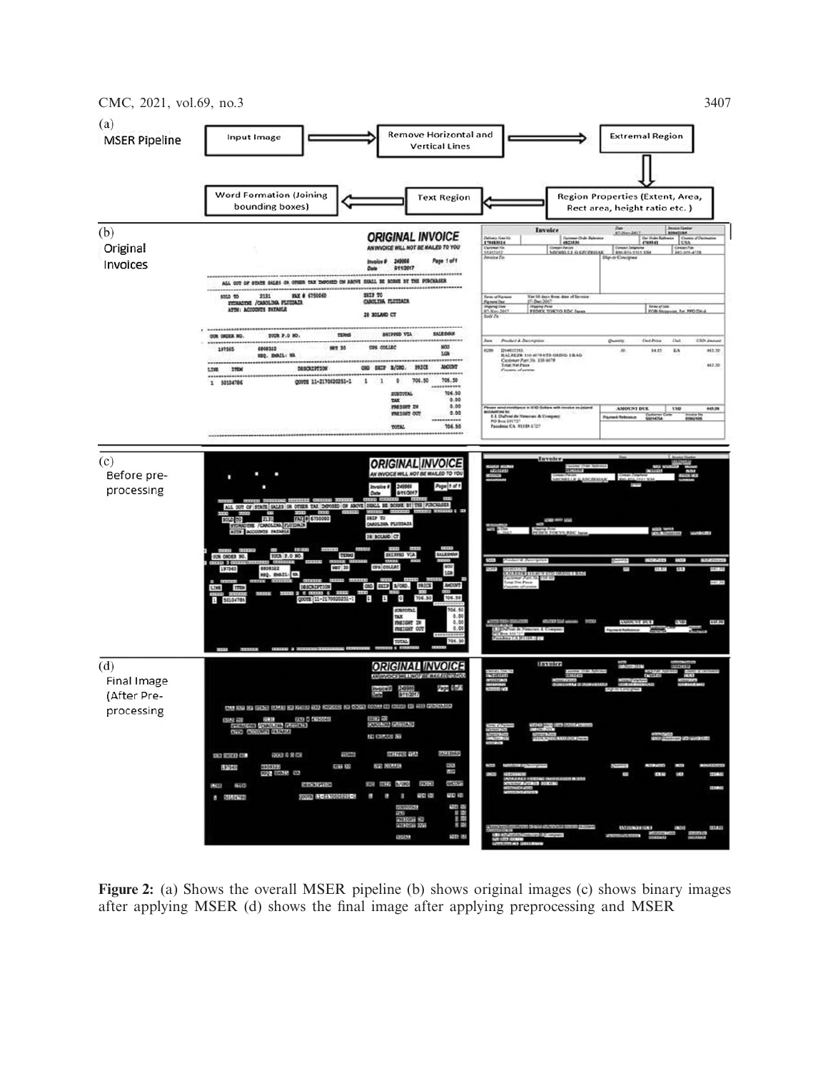**Figure 2:** (a) Shows the overall MSER pipeline (b) shows original images (c) shows binary images after applying MSER (d) shows the final image after applying preprocessing and MSER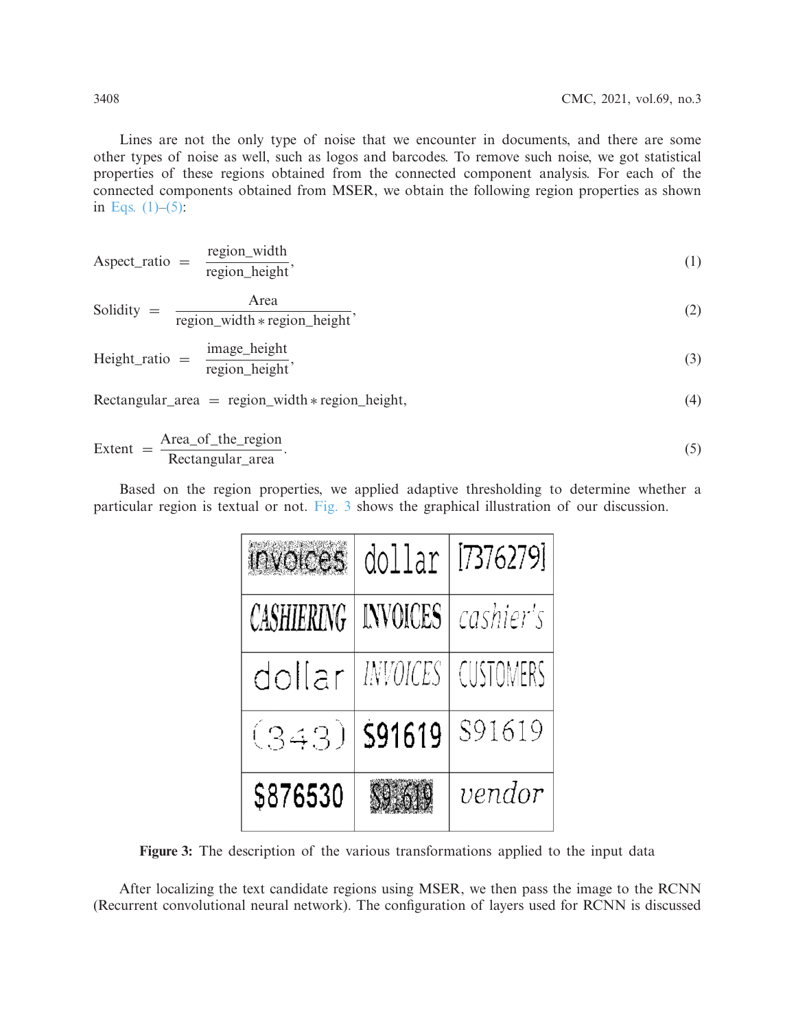Lines are not the only type of noise that we encounter in documents, and there are some other types of noise as well, such as logos and barcodes. To remove such noise, we got statistical properties of these regions obtained from the connected component analysis. For each of the connected components obtained from MSER, we obtain the following region properties as shown in Eqs. (1)–(5):

$$\text{Aspect\_ratio} = \frac{\text{region\_width}}{\text{region\_height}}, \tag{1}$$

$$\text{Solidity} = \frac{\text{Area}}{\text{region\_width} * \text{region\_height}}, \tag{2}$$

$$\text{Height\_ratio} = \frac{\text{image\_height}}{\text{region\_height}}, \tag{3}$$

$$\text{Rectangular\_area} = \text{region\_width} * \text{region\_height}, \tag{4}$$

$$\text{Extent} = \frac{\text{Area\_of\_the\_region}}{\text{Rectangular\_area}}. \tag{5}$$

Based on the region properties, we applied adaptive thresholding to determine whether a particular region is textual or not. Fig. 3 shows the graphical illustration of our discussion.

| invoices | dollar | [7376279] |
|---|---|---|
| CASHIERING | INVOICES | cashier's |
| dollar | INVOICES | CUSTOMERS |
| (343) | $91619 | S91619 |
| $876530 | $91619 | vendor |

**Figure 3:** The description of the various transformations applied to the input data

After localizing the text candidate regions using MSER, we then pass the image to the RCNN (Recurrent convolutional neural network). The configuration of layers used for RCNN is discussed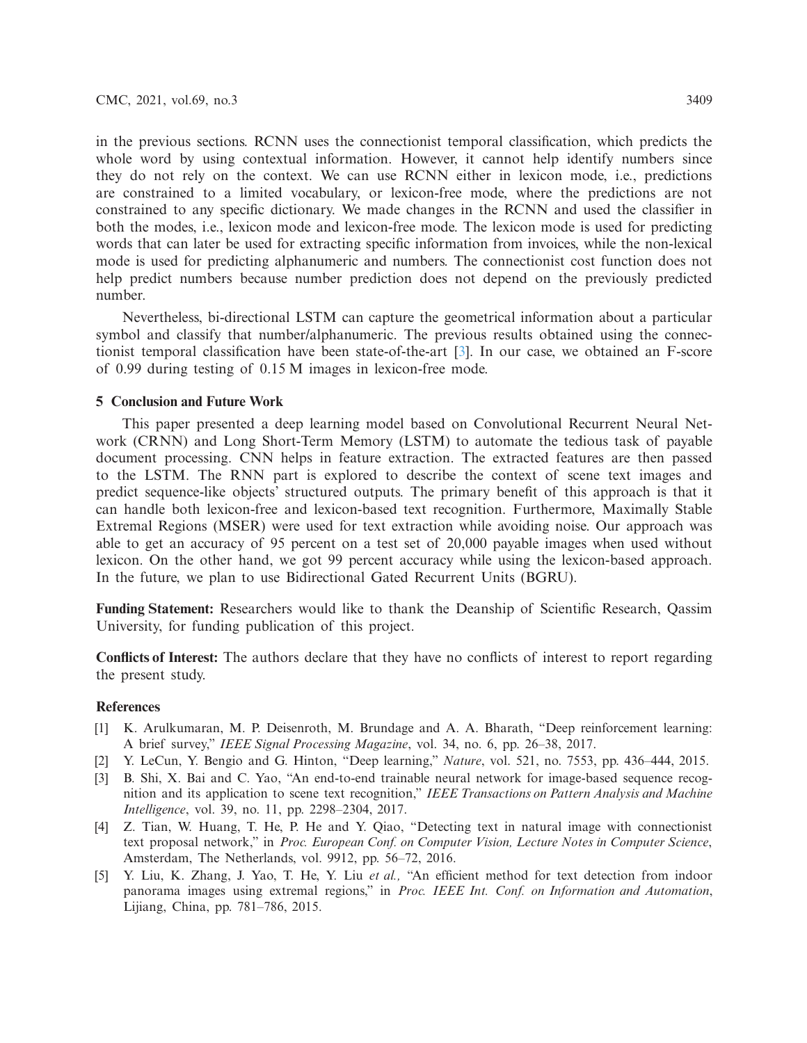in the previous sections. RCNN uses the connectionist temporal classification, which predicts the whole word by using contextual information. However, it cannot help identify numbers since they do not rely on the context. We can use RCNN either in lexicon mode, i.e., predictions are constrained to a limited vocabulary, or lexicon-free mode, where the predictions are not constrained to any specific dictionary. We made changes in the RCNN and used the classifier in both the modes, i.e., lexicon mode and lexicon-free mode. The lexicon mode is used for predicting words that can later be used for extracting specific information from invoices, while the non-lexical mode is used for predicting alphanumeric and numbers. The connectionist cost function does not help predict numbers because number prediction does not depend on the previously predicted number.

Nevertheless, bi-directional LSTM can capture the geometrical information about a particular symbol and classify that number/alphanumeric. The previous results obtained using the connectionist temporal classification have been state-of-the-art [3]. In our case, we obtained an F-score of 0.99 during testing of 0.15 M images in lexicon-free mode.

## 5 Conclusion and Future Work

This paper presented a deep learning model based on Convolutional Recurrent Neural Network (CRNN) and Long Short-Term Memory (LSTM) to automate the tedious task of payable document processing. CNN helps in feature extraction. The extracted features are then passed to the LSTM. The RNN part is explored to describe the context of scene text images and predict sequence-like objects' structured outputs. The primary benefit of this approach is that it can handle both lexicon-free and lexicon-based text recognition. Furthermore, Maximally Stable Extremal Regions (MSER) were used for text extraction while avoiding noise. Our approach was able to get an accuracy of 95 percent on a test set of 20,000 payable images when used without lexicon. On the other hand, we got 99 percent accuracy while using the lexicon-based approach. In the future, we plan to use Bidirectional Gated Recurrent Units (BGRU).

**Funding Statement:** Researchers would like to thank the Deanship of Scientific Research, Qassim University, for funding publication of this project.

**Conflicts of Interest:** The authors declare that they have no conflicts of interest to report regarding the present study.

## References

[1] K. Arulkumaran, M. P. Deisenroth, M. Brundage and A. A. Bharath, "Deep reinforcement learning: A brief survey," *IEEE Signal Processing Magazine*, vol. 34, no. 6, pp. 26–38, 2017.

[2] Y. LeCun, Y. Bengio and G. Hinton, "Deep learning," *Nature*, vol. 521, no. 7553, pp. 436–444, 2015.

[3] B. Shi, X. Bai and C. Yao, "An end-to-end trainable neural network for image-based sequence recognition and its application to scene text recognition," *IEEE Transactions on Pattern Analysis and Machine Intelligence*, vol. 39, no. 11, pp. 2298–2304, 2017.

[4] Z. Tian, W. Huang, T. He, P. He and Y. Qiao, "Detecting text in natural image with connectionist text proposal network," in *Proc. European Conf. on Computer Vision, Lecture Notes in Computer Science*, Amsterdam, The Netherlands, vol. 9912, pp. 56–72, 2016.

[5] Y. Liu, K. Zhang, J. Yao, T. He, Y. Liu *et al.,* "An efficient method for text detection from indoor panorama images using extremal regions," in *Proc. IEEE Int. Conf. on Information and Automation*, Lijiang, China, pp. 781–786, 2015.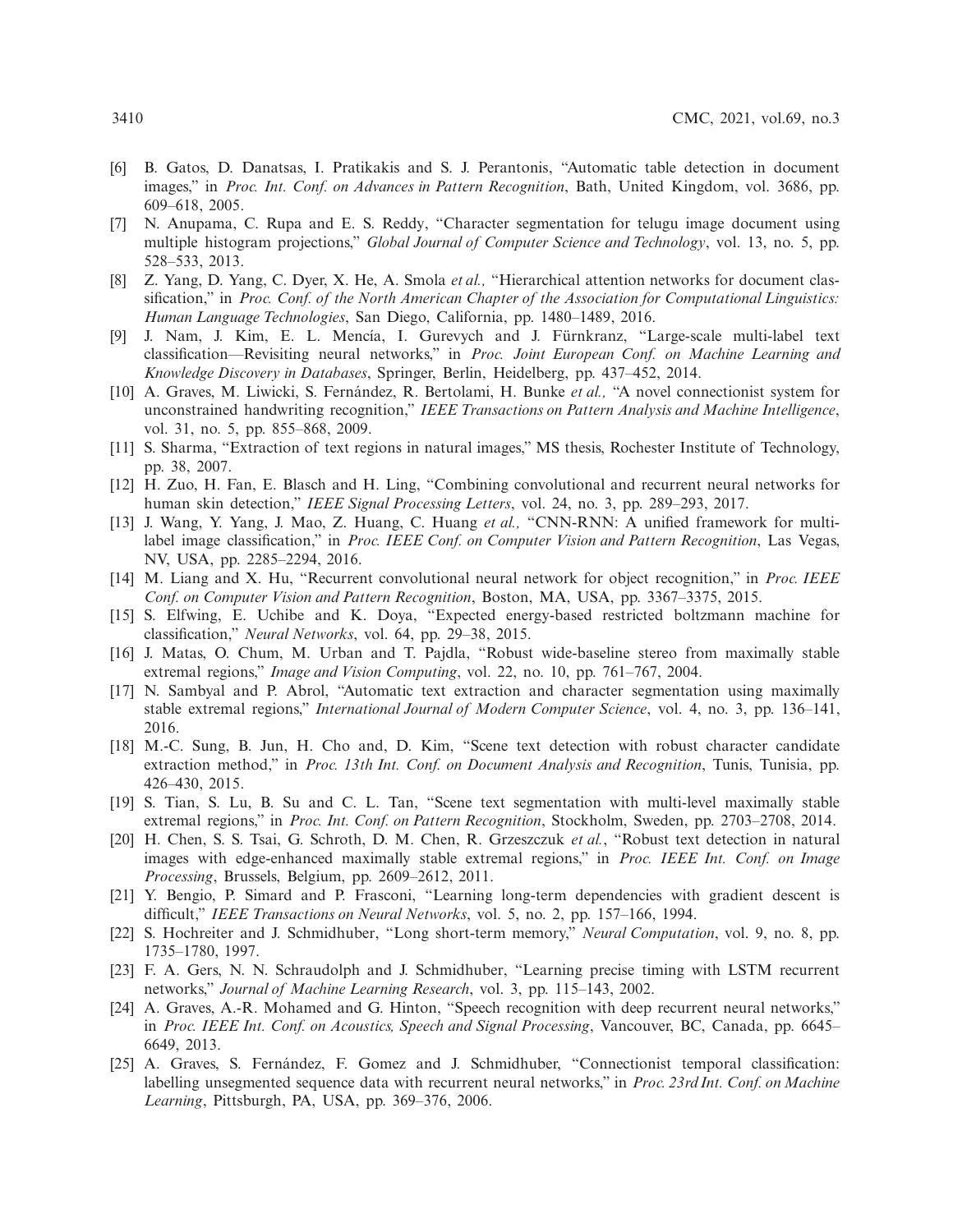[6] B. Gatos, D. Danatsas, I. Pratikakis and S. J. Perantonis, "Automatic table detection in document images," in *Proc. Int. Conf. on Advances in Pattern Recognition*, Bath, United Kingdom, vol. 3686, pp. 609–618, 2005.

[7] N. Anupama, C. Rupa and E. S. Reddy, "Character segmentation for telugu image document using multiple histogram projections," *Global Journal of Computer Science and Technology*, vol. 13, no. 5, pp. 528–533, 2013.

[8] Z. Yang, D. Yang, C. Dyer, X. He, A. Smola *et al.,* "Hierarchical attention networks for document classification," in *Proc. Conf. of the North American Chapter of the Association for Computational Linguistics: Human Language Technologies*, San Diego, California, pp. 1480–1489, 2016.

[9] J. Nam, J. Kim, E. L. Mencía, I. Gurevych and J. Fürnkranz, "Large-scale multi-label text classification—Revisiting neural networks," in *Proc. Joint European Conf. on Machine Learning and Knowledge Discovery in Databases*, Springer, Berlin, Heidelberg, pp. 437–452, 2014.

[10] A. Graves, M. Liwicki, S. Fernández, R. Bertolami, H. Bunke *et al.,* "A novel connectionist system for unconstrained handwriting recognition," *IEEE Transactions on Pattern Analysis and Machine Intelligence*, vol. 31, no. 5, pp. 855–868, 2009.

[11] S. Sharma, "Extraction of text regions in natural images," MS thesis, Rochester Institute of Technology, pp. 38, 2007.

[12] H. Zuo, H. Fan, E. Blasch and H. Ling, "Combining convolutional and recurrent neural networks for human skin detection," *IEEE Signal Processing Letters*, vol. 24, no. 3, pp. 289–293, 2017.

[13] J. Wang, Y. Yang, J. Mao, Z. Huang, C. Huang *et al.,* "CNN-RNN: A unified framework for multi-label image classification," in *Proc. IEEE Conf. on Computer Vision and Pattern Recognition*, Las Vegas, NV, USA, pp. 2285–2294, 2016.

[14] M. Liang and X. Hu, "Recurrent convolutional neural network for object recognition," in *Proc. IEEE Conf. on Computer Vision and Pattern Recognition*, Boston, MA, USA, pp. 3367–3375, 2015.

[15] S. Elfwing, E. Uchibe and K. Doya, "Expected energy-based restricted boltzmann machine for classification," *Neural Networks*, vol. 64, pp. 29–38, 2015.

[16] J. Matas, O. Chum, M. Urban and T. Pajdla, "Robust wide-baseline stereo from maximally stable extremal regions," *Image and Vision Computing*, vol. 22, no. 10, pp. 761–767, 2004.

[17] N. Sambyal and P. Abrol, "Automatic text extraction and character segmentation using maximally stable extremal regions," *International Journal of Modern Computer Science*, vol. 4, no. 3, pp. 136–141, 2016.

[18] M.-C. Sung, B. Jun, H. Cho and, D. Kim, "Scene text detection with robust character candidate extraction method," in *Proc. 13th Int. Conf. on Document Analysis and Recognition*, Tunis, Tunisia, pp. 426–430, 2015.

[19] S. Tian, S. Lu, B. Su and C. L. Tan, "Scene text segmentation with multi-level maximally stable extremal regions," in *Proc. Int. Conf. on Pattern Recognition*, Stockholm, Sweden, pp. 2703–2708, 2014.

[20] H. Chen, S. S. Tsai, G. Schroth, D. M. Chen, R. Grzeszczuk *et al.*, "Robust text detection in natural images with edge-enhanced maximally stable extremal regions," in *Proc. IEEE Int. Conf. on Image Processing*, Brussels, Belgium, pp. 2609–2612, 2011.

[21] Y. Bengio, P. Simard and P. Frasconi, "Learning long-term dependencies with gradient descent is difficult," *IEEE Transactions on Neural Networks*, vol. 5, no. 2, pp. 157–166, 1994.

[22] S. Hochreiter and J. Schmidhuber, "Long short-term memory," *Neural Computation*, vol. 9, no. 8, pp. 1735–1780, 1997.

[23] F. A. Gers, N. N. Schraudolph and J. Schmidhuber, "Learning precise timing with LSTM recurrent networks," *Journal of Machine Learning Research*, vol. 3, pp. 115–143, 2002.

[24] A. Graves, A.-R. Mohamed and G. Hinton, "Speech recognition with deep recurrent neural networks," in *Proc. IEEE Int. Conf. on Acoustics, Speech and Signal Processing*, Vancouver, BC, Canada, pp. 6645–6649, 2013.

[25] A. Graves, S. Fernández, F. Gomez and J. Schmidhuber, "Connectionist temporal classification: labelling unsegmented sequence data with recurrent neural networks," in *Proc. 23rd Int. Conf. on Machine Learning*, Pittsburgh, PA, USA, pp. 369–376, 2006.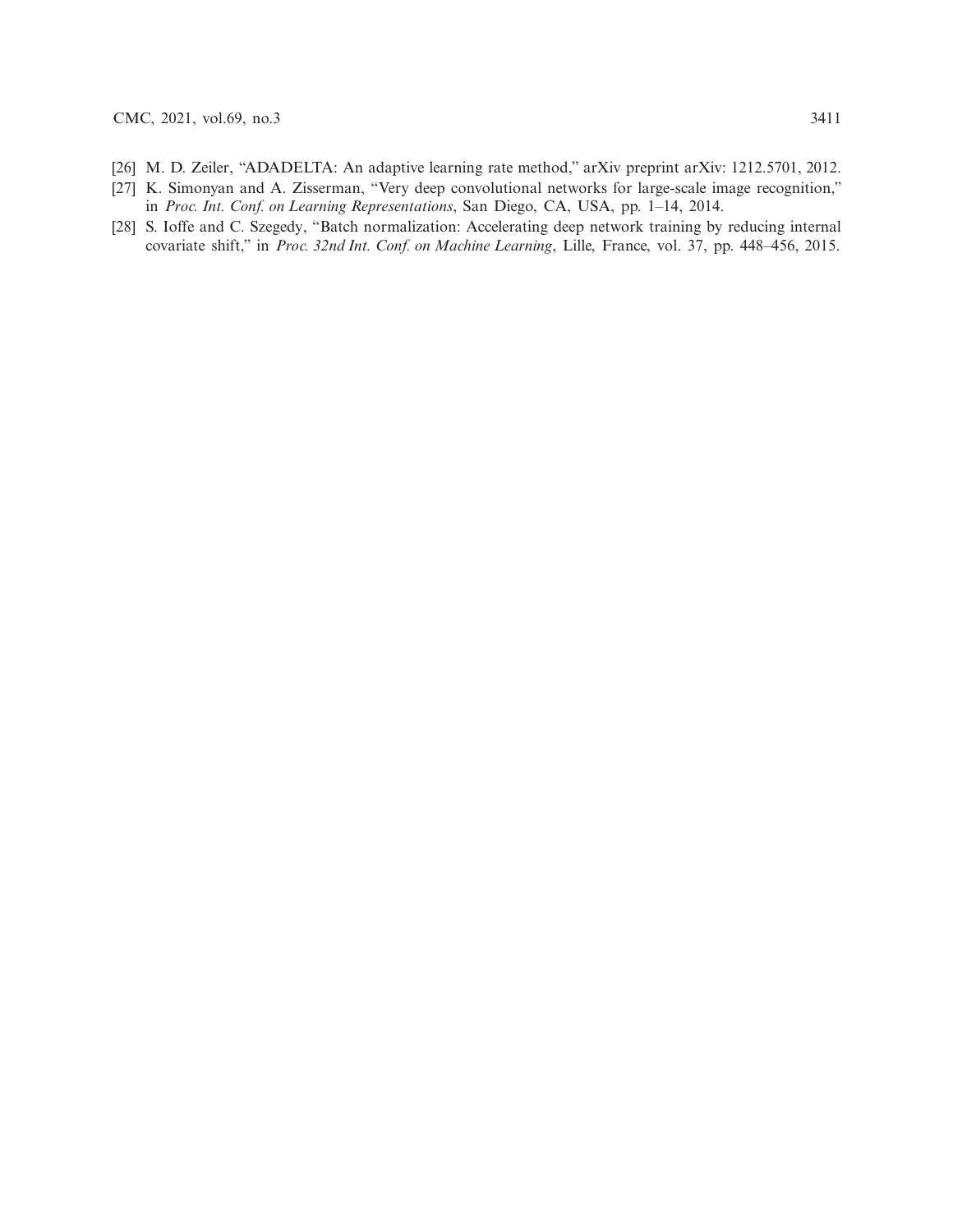[26] M. D. Zeiler, "ADADELTA: An adaptive learning rate method," arXiv preprint arXiv: 1212.5701, 2012.

[27] K. Simonyan and A. Zisserman, "Very deep convolutional networks for large-scale image recognition," in *Proc. Int. Conf. on Learning Representations*, San Diego, CA, USA, pp. 1–14, 2014.

[28] S. Ioffe and C. Szegedy, "Batch normalization: Accelerating deep network training by reducing internal covariate shift," in *Proc. 32nd Int. Conf. on Machine Learning*, Lille, France, vol. 37, pp. 448–456, 2015.